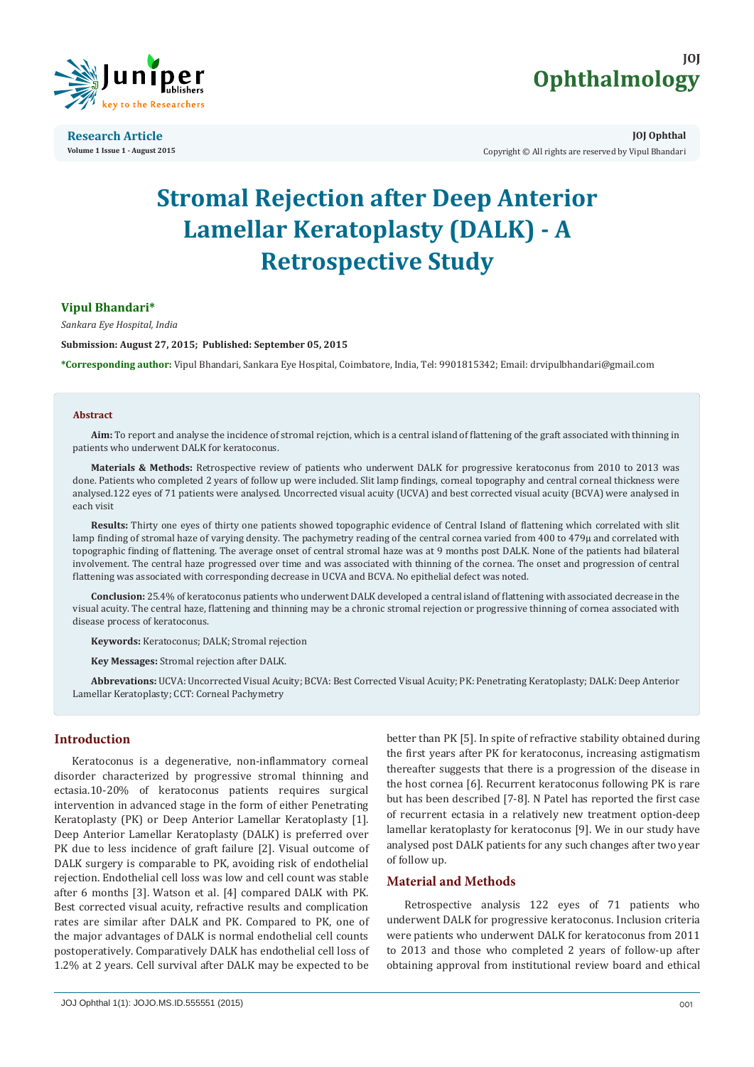Research Article

Volume 1 Issue 1 - August 2015

JOJ Ophthal

Copyright © All rights are reserved by Vipul Bhandari

# Stromal Rejection after Deep Anterior Lamellar Keratoplasty (DALK) - A Retrospective Study

**Vipul Bhandari***

*Sankara Eye Hospital, India*

**Submission: August 27, 2015; Published: September 05, 2015**

**\*Corresponding author:** Vipul Bhandari, Sankara Eye Hospital, Coimbatore, India, Tel: 9901815342; Email: drvipulbhandari@gmail.com

## Abstract

**Aim:** To report and analyse the incidence of stromal rejction, which is a central island of flattening of the graft associated with thinning in patients who underwent DALK for keratoconus.

**Materials & Methods:** Retrospective review of patients who underwent DALK for progressive keratoconus from 2010 to 2013 was done. Patients who completed 2 years of follow up were included. Slit lamp findings, corneal topography and central corneal thickness were analysed.122 eyes of 71 patients were analysed. Uncorrected visual acuity (UCVA) and best corrected visual acuity (BCVA) were analysed in each visit

**Results:** Thirty one eyes of thirty one patients showed topographic evidence of Central Island of flattening which correlated with slit lamp finding of stromal haze of varying density. The pachymetry reading of the central cornea varied from 400 to 479μ and correlated with topographic finding of flattening. The average onset of central stromal haze was at 9 months post DALK. None of the patients had bilateral involvement. The central haze progressed over time and was associated with thinning of the cornea. The onset and progression of central flattening was associated with corresponding decrease in UCVA and BCVA. No epithelial defect was noted.

**Conclusion:** 25.4% of keratoconus patients who underwent DALK developed a central island of flattening with associated decrease in the visual acuity. The central haze, flattening and thinning may be a chronic stromal rejection or progressive thinning of cornea associated with disease process of keratoconus.

**Keywords:** Keratoconus; DALK; Stromal rejection

**Key Messages:** Stromal rejection after DALK.

**Abbrevations:** UCVA: Uncorrected Visual Acuity; BCVA: Best Corrected Visual Acuity; PK: Penetrating Keratoplasty; DALK: Deep Anterior Lamellar Keratoplasty; CCT: Corneal Pachymetry

## Introduction

Keratoconus is a degenerative, non-inflammatory corneal disorder characterized by progressive stromal thinning and ectasia.10-20% of keratoconus patients requires surgical intervention in advanced stage in the form of either Penetrating Keratoplasty (PK) or Deep Anterior Lamellar Keratoplasty [1]. Deep Anterior Lamellar Keratoplasty (DALK) is preferred over PK due to less incidence of graft failure [2]. Visual outcome of DALK surgery is comparable to PK, avoiding risk of endothelial rejection. Endothelial cell loss was low and cell count was stable after 6 months [3]. Watson et al. [4] compared DALK with PK. Best corrected visual acuity, refractive results and complication rates are similar after DALK and PK. Compared to PK, one of the major advantages of DALK is normal endothelial cell counts postoperatively. Comparatively DALK has endothelial cell loss of 1.2% at 2 years. Cell survival after DALK may be expected to be better than PK [5]. In spite of refractive stability obtained during the first years after PK for keratoconus, increasing astigmatism thereafter suggests that there is a progression of the disease in the host cornea [6]. Recurrent keratoconus following PK is rare but has been described [7-8]. N Patel has reported the first case of recurrent ectasia in a relatively new treatment option-deep lamellar keratoplasty for keratoconus [9]. We in our study have analysed post DALK patients for any such changes after two year of follow up.

## Material and Methods

Retrospective analysis 122 eyes of 71 patients who underwent DALK for progressive keratoconus. Inclusion criteria were patients who underwent DALK for keratoconus from 2011 to 2013 and those who completed 2 years of follow-up after obtaining approval from institutional review board and ethical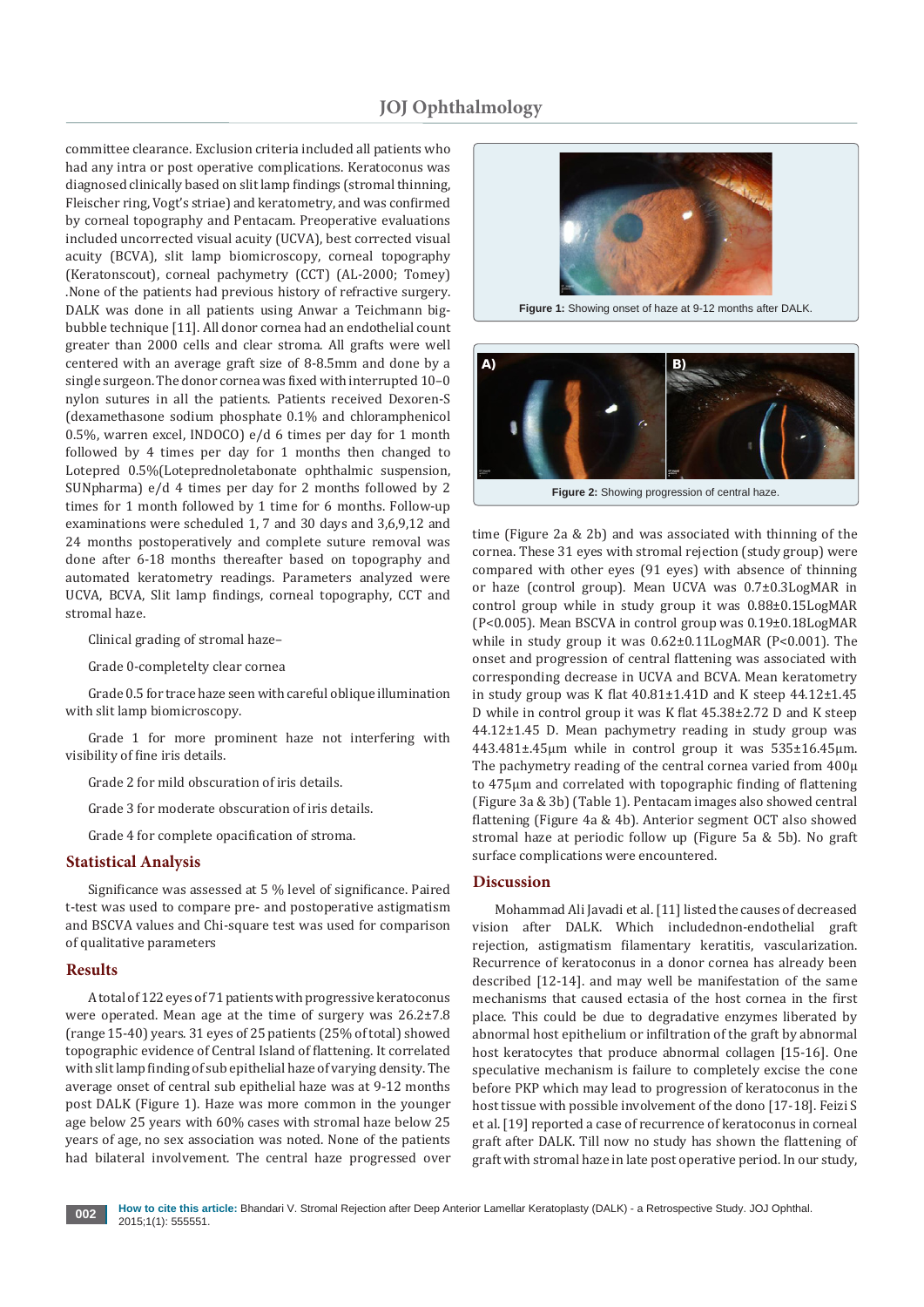committee clearance. Exclusion criteria included all patients who had any intra or post operative complications. Keratoconus was diagnosed clinically based on slit lamp findings (stromal thinning, Fleischer ring, Vogt's striae) and keratometry, and was confirmed by corneal topography and Pentacam. Preoperative evaluations included uncorrected visual acuity (UCVA), best corrected visual acuity (BCVA), slit lamp biomicroscopy, corneal topography (Keratonscout), corneal pachymetry (CCT) (AL-2000; Tomey) .None of the patients had previous history of refractive surgery. DALK was done in all patients using Anwar a Teichmann big-bubble technique [11]. All donor cornea had an endothelial count greater than 2000 cells and clear stroma. All grafts were well centered with an average graft size of 8-8.5mm and done by a single surgeon. The donor cornea was fixed with interrupted 10–0 nylon sutures in all the patients. Patients received Dexoren-S (dexamethasone sodium phosphate 0.1% and chloramphenicol 0.5%, warren excel, INDOCO) e/d 6 times per day for 1 month followed by 4 times per day for 1 months then changed to Lotepred 0.5%(Loteprednoletabonate ophthalmic suspension, SUNpharma) e/d 4 times per day for 2 months followed by 2 times for 1 month followed by 1 time for 6 months. Follow-up examinations were scheduled 1, 7 and 30 days and 3,6,9,12 and 24 months postoperatively and complete suture removal was done after 6-18 months thereafter based on topography and automated keratometry readings. Parameters analyzed were UCVA, BCVA, Slit lamp findings, corneal topography, CCT and stromal haze.

Clinical grading of stromal haze–

Grade 0-completelty clear cornea

Grade 0.5 for trace haze seen with careful oblique illumination with slit lamp biomicroscopy.

Grade 1 for more prominent haze not interfering with visibility of fine iris details.

Grade 2 for mild obscuration of iris details.

Grade 3 for moderate obscuration of iris details.

Grade 4 for complete opacification of stroma.

## Statistical Analysis

Significance was assessed at 5 % level of significance. Paired t-test was used to compare pre- and postoperative astigmatism and BSCVA values and Chi-square test was used for comparison of qualitative parameters

## Results

A total of 122 eyes of 71 patients with progressive keratoconus were operated. Mean age at the time of surgery was 26.2±7.8 (range 15-40) years. 31 eyes of 25 patients (25% of total) showed topographic evidence of Central Island of flattening. It correlated with slit lamp finding of sub epithelial haze of varying density. The average onset of central sub epithelial haze was at 9-12 months post DALK (Figure 1). Haze was more common in the younger age below 25 years with 60% cases with stromal haze below 25 years of age, no sex association was noted. None of the patients had bilateral involvement. The central haze progressed over time (Figure 2a & 2b) and was associated with thinning of the cornea. These 31 eyes with stromal rejection (study group) were compared with other eyes (91 eyes) with absence of thinning or haze (control group). Mean UCVA was 0.7±0.3LogMAR in control group while in study group it was 0.88±0.15LogMAR (P<0.005). Mean BSCVA in control group was 0.19±0.18LogMAR while in study group it was 0.62±0.11LogMAR (P<0.001). The onset and progression of central flattening was associated with corresponding decrease in UCVA and BCVA. Mean keratometry in study group was K flat 40.81±1.41D and K steep 44.12±1.45 D while in control group it was K flat 45.38±2.72 D and K steep 44.12±1.45 D. Mean pachymetry reading in study group was 443.481±.45µm while in control group it was 535±16.45µm. The pachymetry reading of the central cornea varied from 400µ to 475µm and correlated with topographic finding of flattening (Figure 3a & 3b) (Table 1). Pentacam images also showed central flattening (Figure 4a & 4b). Anterior segment OCT also showed stromal haze at periodic follow up (Figure 5a & 5b). No graft surface complications were encountered.

**Figure 1:** Showing onset of haze at 9-12 months after DALK.

**Figure 2:** Showing progression of central haze.

## Discussion

Mohammad Ali Javadi et al. [11] listed the causes of decreased vision after DALK. Which includednon-endothelial graft rejection, astigmatism filamentary keratitis, vascularization. Recurrence of keratoconus in a donor cornea has already been described [12-14]. and may well be manifestation of the same mechanisms that caused ectasia of the host cornea in the first place. This could be due to degradative enzymes liberated by abnormal host epithelium or infiltration of the graft by abnormal host keratocytes that produce abnormal collagen [15-16]. One speculative mechanism is failure to completely excise the cone before PKP which may lead to progression of keratoconus in the host tissue with possible involvement of the dono [17-18]. Feizi S et al. [19] reported a case of recurrence of keratoconus in corneal graft after DALK. Till now no study has shown the flattening of graft with stromal haze in late post operative period. In our study,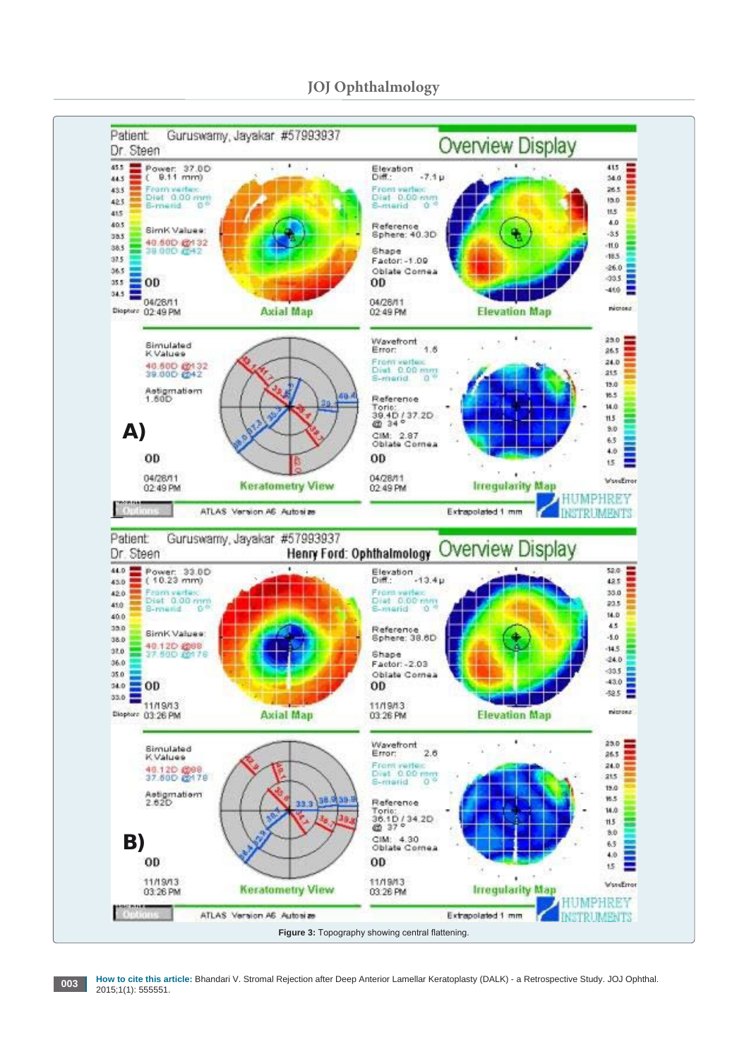Figure 3: Topography showing central flattening.

**How to cite this article:** Bhandari V. Stromal Rejection after Deep Anterior Lamellar Keratoplasty (DALK) - a Retrospective Study. JOJ Ophthal. 2015;1(1): 555551.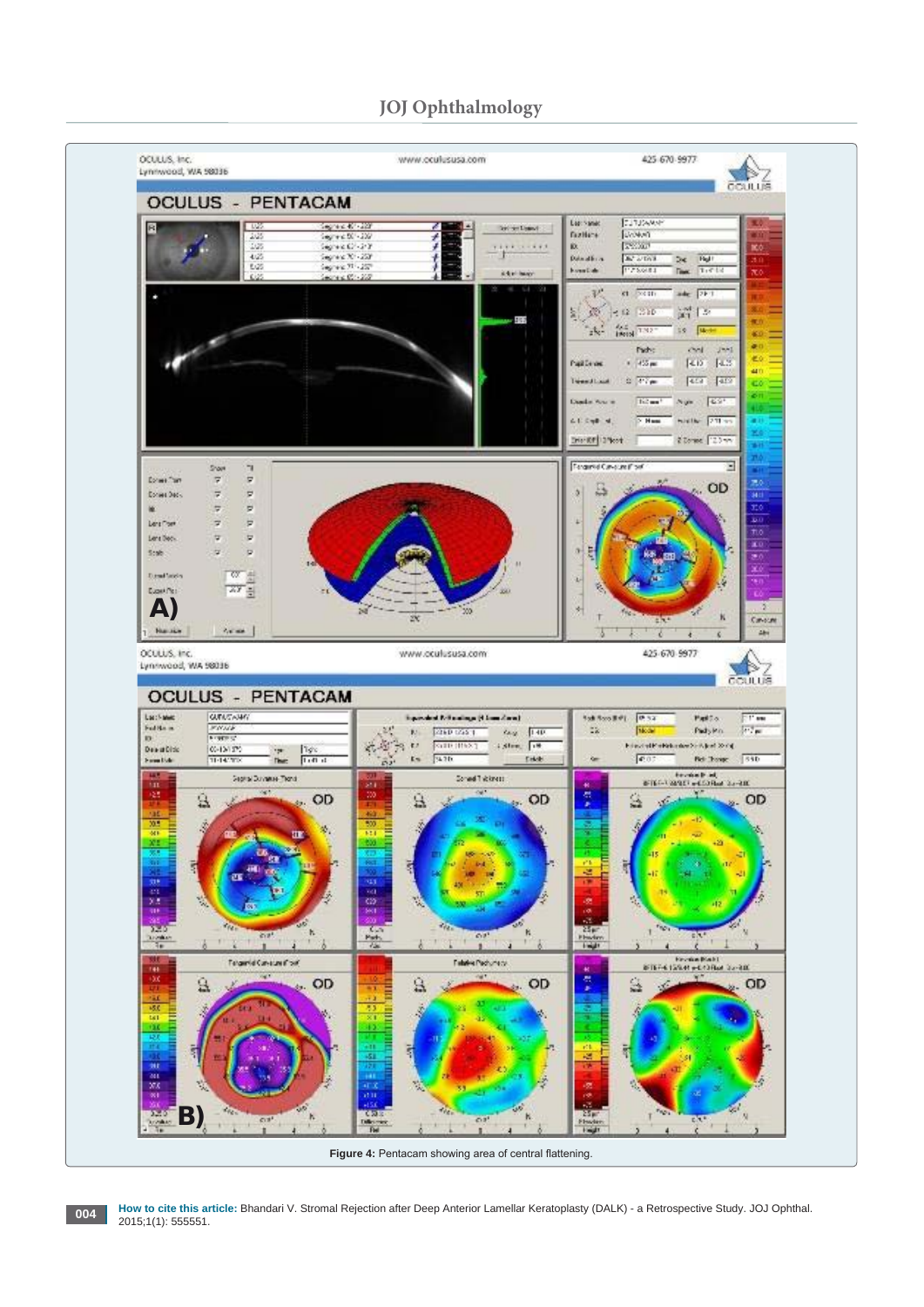**Figure 4:** Pentacam showing area of central flattening.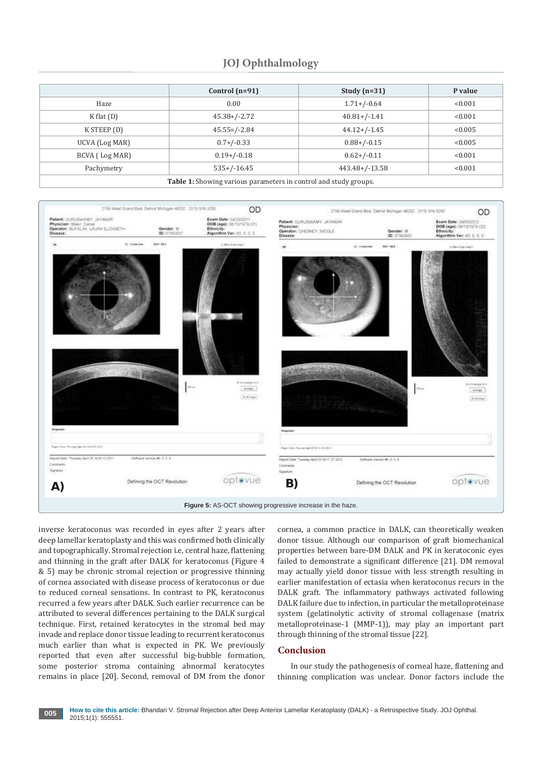| | Control (n=91) | Study (n=31) | P value |
|---|---|---|---|
| Haze | 0.00 | 1.71+/-0.64 | <0.001 |
| K flat (D) | 45.38+/-2.72 | 40.81+/-1.41 | <0.001 |
| K STEEP (D) | 45.55=/-2.84 | 44.12+/-1.45 | <0.005 |
| UCVA (Log MAR) | 0.7+/-0.33 | 0.88+/-0.15 | <0.005 |
| BCVA ( Log MAR) | 0.19+/-0.18 | 0.62+/-0.11 | <0.001 |
| Pachymetry | 535+/-16.45 | 443.48+/-13.58 | <0.001 |

**Table 1:** Showing various parameters in control and study groups.

**Figure 5:** AS-OCT showing progressive increase in the haze.

inverse keratoconus was recorded in eyes after 2 years after deep lamellar keratoplasty and this was confirmed both clinically and topographically. Stromal rejection i.e, central haze, flattening and thinning in the graft after DALK for keratoconus (Figure 4 & 5) may be chronic stromal rejection or progressive thinning of cornea associated with disease process of keratoconus or due to reduced corneal sensations. In contrast to PK, keratoconus recurred a few years after DALK. Such earlier recurrence can be attributed to several differences pertaining to the DALK surgical technique. First, retained keratocytes in the stromal bed may invade and replace donor tissue leading to recurrent keratoconus much earlier than what is expected in PK. We previously reported that even after successful big-bubble formation, some posterior stroma containing abnormal keratocytes remains in place [20]. Second, removal of DM from the donor cornea, a common practice in DALK, can theoretically weaken donor tissue. Although our comparison of graft biomechanical properties between bare-DM DALK and PK in keratoconic eyes failed to demonstrate a significant difference [21]. DM removal may actually yield donor tissue with less strength resulting in earlier manifestation of ectasia when keratoconus recurs in the DALK graft. The inflammatory pathways activated following DALK failure due to infection, in particular the metalloproteinase system (gelatinolytic activity of stromal collagenase (matrix metalloproteinase-1 (MMP-1)), may play an important part through thinning of the stromal tissue [22].

## Conclusion

In our study the pathogenesis of corneal haze, flattening and thinning complication was unclear. Donor factors include the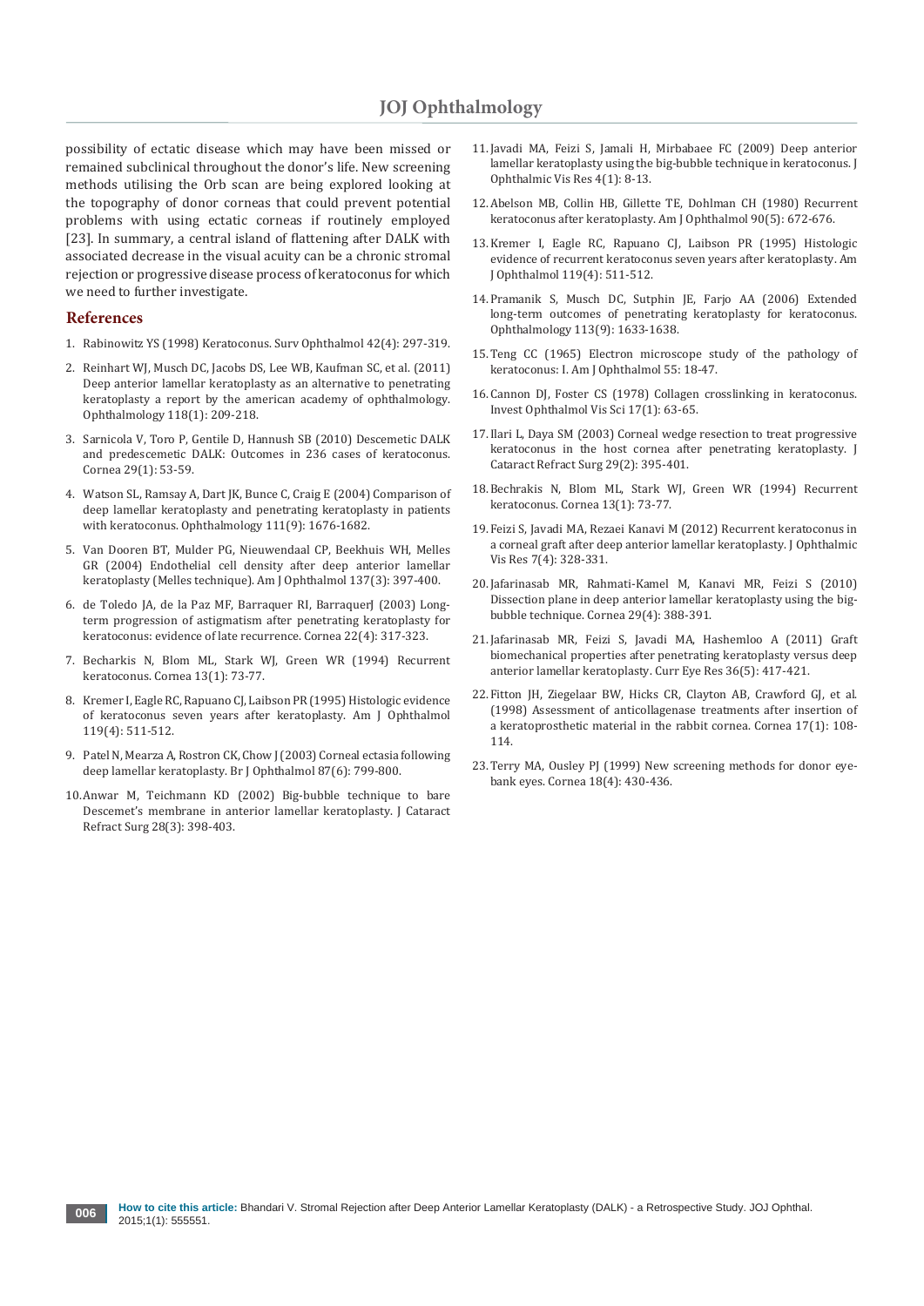possibility of ectatic disease which may have been missed or remained subclinical throughout the donor's life. New screening methods utilising the Orb scan are being explored looking at the topography of donor corneas that could prevent potential problems with using ectatic corneas if routinely employed [23]. In summary, a central island of flattening after DALK with associated decrease in the visual acuity can be a chronic stromal rejection or progressive disease process of keratoconus for which we need to further investigate.

## References

1. Rabinowitz YS (1998) Keratoconus. Surv Ophthalmol 42(4): 297-319.
2. Reinhart WJ, Musch DC, Jacobs DS, Lee WB, Kaufman SC, et al. (2011) Deep anterior lamellar keratoplasty as an alternative to penetrating keratoplasty a report by the american academy of ophthalmology. Ophthalmology 118(1): 209-218.
3. Sarnicola V, Toro P, Gentile D, Hannush SB (2010) Descemetic DALK and predescemetic DALK: Outcomes in 236 cases of keratoconus. Cornea 29(1): 53-59.
4. Watson SL, Ramsay A, Dart JK, Bunce C, Craig E (2004) Comparison of deep lamellar keratoplasty and penetrating keratoplasty in patients with keratoconus. Ophthalmology 111(9): 1676-1682.
5. Van Dooren BT, Mulder PG, Nieuwendaal CP, Beekhuis WH, Melles GR (2004) Endothelial cell density after deep anterior lamellar keratoplasty (Melles technique). Am J Ophthalmol 137(3): 397-400.
6. de Toledo JA, de la Paz MF, Barraquer RI, BarraquerJ (2003) Long-term progression of astigmatism after penetrating keratoplasty for keratoconus: evidence of late recurrence. Cornea 22(4): 317-323.
7. Becharkis N, Blom ML, Stark WJ, Green WR (1994) Recurrent keratoconus. Cornea 13(1): 73-77.
8. Kremer I, Eagle RC, Rapuano CJ, Laibson PR (1995) Histologic evidence of keratoconus seven years after keratoplasty. Am J Ophthalmol 119(4): 511-512.
9. Patel N, Mearza A, Rostron CK, Chow J (2003) Corneal ectasia following deep lamellar keratoplasty. Br J Ophthalmol 87(6): 799-800.
10. Anwar M, Teichmann KD (2002) Big-bubble technique to bare Descemet's membrane in anterior lamellar keratoplasty. J Cataract Refract Surg 28(3): 398-403.
11. Javadi MA, Feizi S, Jamali H, Mirbabaee FC (2009) Deep anterior lamellar keratoplasty using the big-bubble technique in keratoconus. J Ophthalmic Vis Res 4(1): 8-13.
12. Abelson MB, Collin HB, Gillette TE, Dohlman CH (1980) Recurrent keratoconus after keratoplasty. Am J Ophthalmol 90(5): 672-676.
13. Kremer I, Eagle RC, Rapuano CJ, Laibson PR (1995) Histologic evidence of recurrent keratoconus seven years after keratoplasty. Am J Ophthalmol 119(4): 511-512.
14. Pramanik S, Musch DC, Sutphin JE, Farjo AA (2006) Extended long-term outcomes of penetrating keratoplasty for keratoconus. Ophthalmology 113(9): 1633-1638.
15. Teng CC (1965) Electron microscope study of the pathology of keratoconus: I. Am J Ophthalmol 55: 18-47.
16. Cannon DJ, Foster CS (1978) Collagen crosslinking in keratoconus. Invest Ophthalmol Vis Sci 17(1): 63-65.
17. Ilari L, Daya SM (2003) Corneal wedge resection to treat progressive keratoconus in the host cornea after penetrating keratoplasty. J Cataract Refract Surg 29(2): 395-401.
18. Bechrakis N, Blom ML, Stark WJ, Green WR (1994) Recurrent keratoconus. Cornea 13(1): 73-77.
19. Feizi S, Javadi MA, Rezaei Kanavi M (2012) Recurrent keratoconus in a corneal graft after deep anterior lamellar keratoplasty. J Ophthalmic Vis Res 7(4): 328-331.
20. Jafarinasab MR, Rahmati-Kamel M, Kanavi MR, Feizi S (2010) Dissection plane in deep anterior lamellar keratoplasty using the big-bubble technique. Cornea 29(4): 388-391.
21. Jafarinasab MR, Feizi S, Javadi MA, Hashemloo A (2011) Graft biomechanical properties after penetrating keratoplasty versus deep anterior lamellar keratoplasty. Curr Eye Res 36(5): 417-421.
22. Fitton JH, Ziegelaar BW, Hicks CR, Clayton AB, Crawford GJ, et al. (1998) Assessment of anticollagenase treatments after insertion of a keratoprosthetic material in the rabbit cornea. Cornea 17(1): 108-114.
23. Terry MA, Ousley PJ (1999) New screening methods for donor eye-bank eyes. Cornea 18(4): 430-436.